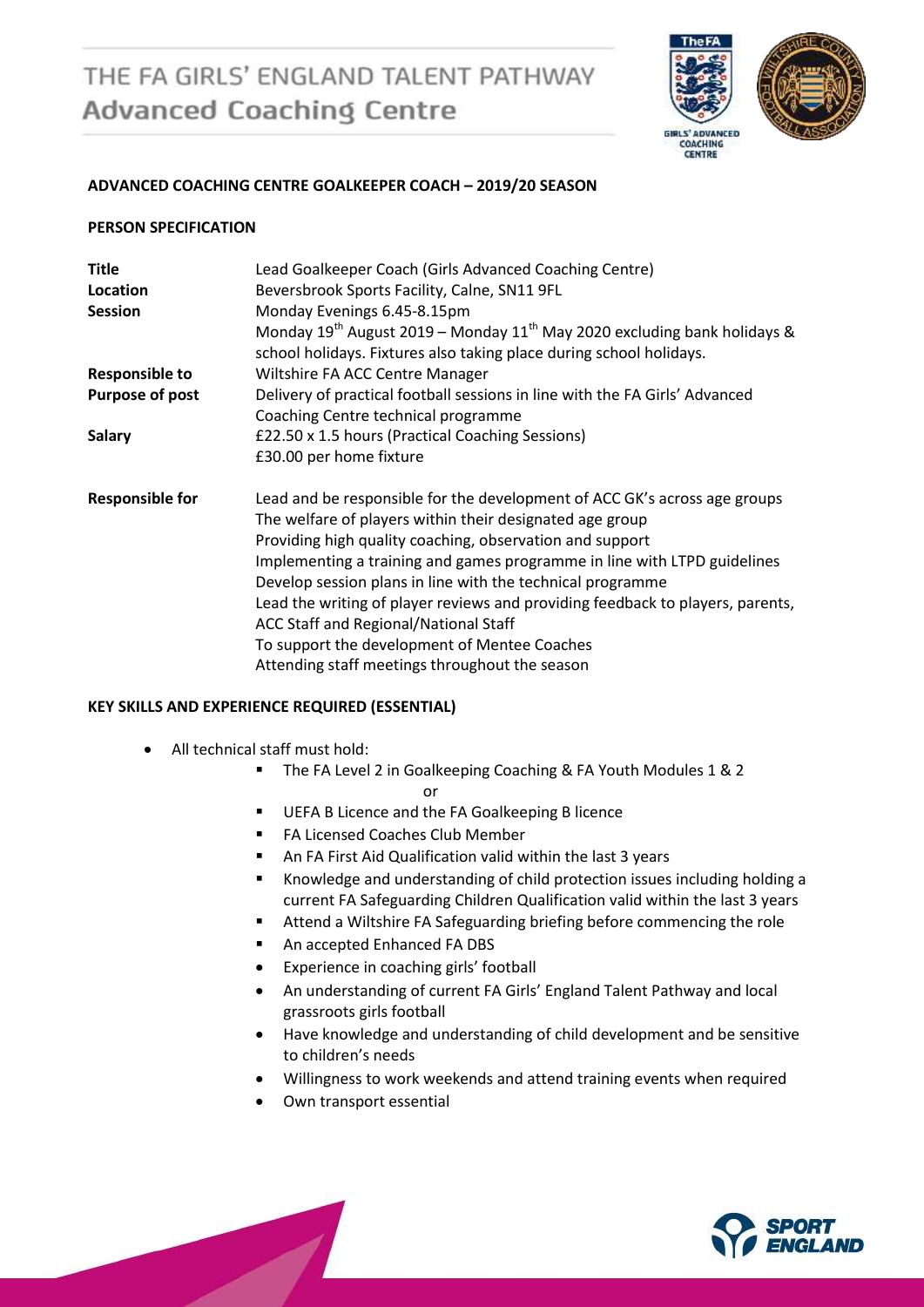# THE FA GIRLS' ENGLAND TALENT PATHWAY
## Advanced Coaching Centre

**ADVANCED COACHING CENTRE GOALKEEPER COACH – 2019/20 SEASON**

**PERSON SPECIFICATION**

| | |
|---|---|
| **Title** | Lead Goalkeeper Coach (Girls Advanced Coaching Centre) |
| **Location** | Beversbrook Sports Facility, Calne, SN11 9FL |
| **Session** | Monday Evenings 6.45-8.15pm<br>Monday 19th August 2019 – Monday 11th May 2020 excluding bank holidays & school holidays. Fixtures also taking place during school holidays. |
| **Responsible to** | Wiltshire FA ACC Centre Manager |
| **Purpose of post** | Delivery of practical football sessions in line with the FA Girls' Advanced Coaching Centre technical programme |
| **Salary** | £22.50 x 1.5 hours (Practical Coaching Sessions)<br>£30.00 per home fixture |
| **Responsible for** | Lead and be responsible for the development of ACC GK's across age groups<br>The welfare of players within their designated age group<br>Providing high quality coaching, observation and support<br>Implementing a training and games programme in line with LTPD guidelines<br>Develop session plans in line with the technical programme<br>Lead the writing of player reviews and providing feedback to players, parents, ACC Staff and Regional/National Staff<br>To support the development of Mentee Coaches<br>Attending staff meetings throughout the season |

**KEY SKILLS AND EXPERIENCE REQUIRED (ESSENTIAL)**

- All technical staff must hold:
  - The FA Level 2 in Goalkeeping Coaching & FA Youth Modules 1 & 2

    or
  - UEFA B Licence and the FA Goalkeeping B licence
  - FA Licensed Coaches Club Member
  - An FA First Aid Qualification valid within the last 3 years
  - Knowledge and understanding of child protection issues including holding a current FA Safeguarding Children Qualification valid within the last 3 years
  - Attend a Wiltshire FA Safeguarding briefing before commencing the role
  - An accepted Enhanced FA DBS
  - Experience in coaching girls' football
  - An understanding of current FA Girls' England Talent Pathway and local grassroots girls football
  - Have knowledge and understanding of child development and be sensitive to children's needs
  - Willingness to work weekends and attend training events when required
  - Own transport essential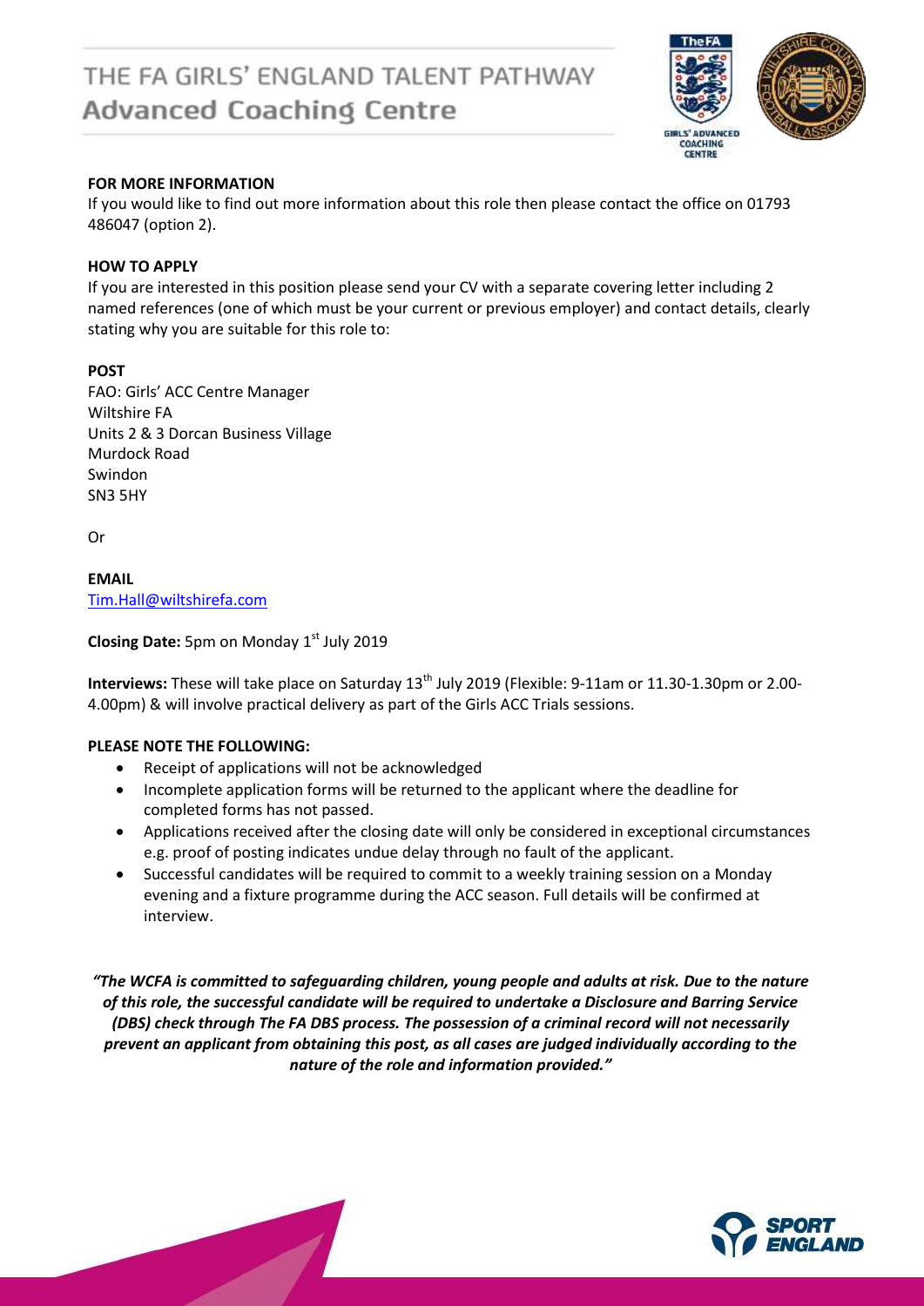# THE FA GIRLS' ENGLAND TALENT PATHWAY
## Advanced Coaching Centre

**FOR MORE INFORMATION**

If you would like to find out more information about this role then please contact the office on 01793 486047 (option 2).

**HOW TO APPLY**

If you are interested in this position please send your CV with a separate covering letter including 2 named references (one of which must be your current or previous employer) and contact details, clearly stating why you are suitable for this role to:

**POST**

FAO: Girls' ACC Centre Manager
Wiltshire FA
Units 2 & 3 Dorcan Business Village
Murdock Road
Swindon
SN3 5HY

Or

**EMAIL**

Tim.Hall@wiltshirefa.com

**Closing Date:** 5pm on Monday 1st July 2019

**Interviews:** These will take place on Saturday 13th July 2019 (Flexible: 9-11am or 11.30-1.30pm or 2.00-4.00pm) & will involve practical delivery as part of the Girls ACC Trials sessions.

**PLEASE NOTE THE FOLLOWING:**

- Receipt of applications will not be acknowledged
- Incomplete application forms will be returned to the applicant where the deadline for completed forms has not passed.
- Applications received after the closing date will only be considered in exceptional circumstances e.g. proof of posting indicates undue delay through no fault of the applicant.
- Successful candidates will be required to commit to a weekly training session on a Monday evening and a fixture programme during the ACC season. Full details will be confirmed at interview.

***"The WCFA is committed to safeguarding children, young people and adults at risk. Due to the nature of this role, the successful candidate will be required to undertake a Disclosure and Barring Service (DBS) check through The FA DBS process. The possession of a criminal record will not necessarily prevent an applicant from obtaining this post, as all cases are judged individually according to the nature of the role and information provided."***